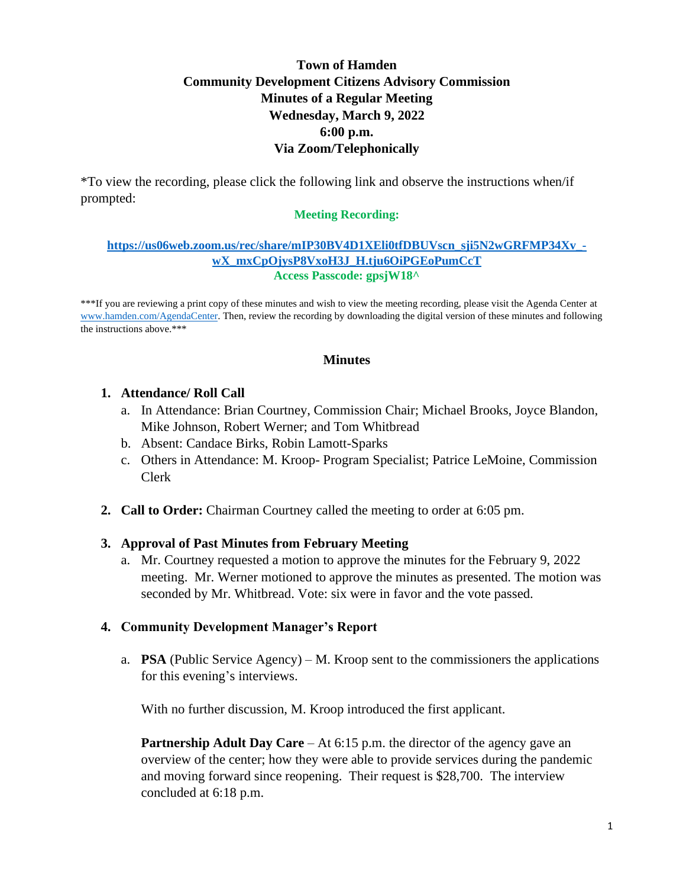# Town of Hamden
## Community Development Citizens Advisory Commission
### Minutes of a Regular Meeting
### Wednesday, March 9, 2022
### 6:00 p.m.
### Via Zoom/Telephonically

*To view the recording, please click the following link and observe the instructions when/if prompted:

**Meeting Recording:**

**https://us06web.zoom.us/rec/share/mIP30BV4D1XEli0tfDBUVscn_sji5N2wGRFMP34Xv_-wX_mxCpOjysP8VxoH3J_H.tju6OiPGEoPumCcT**
**Access Passcode: gpsjW18^**

***If you are reviewing a print copy of these minutes and wish to view the meeting recording, please visit the Agenda Center at www.hamden.com/AgendaCenter. Then, review the recording by downloading the digital version of these minutes and following the instructions above.***

## Minutes

1. **Attendance/ Roll Call**
   a. In Attendance: Brian Courtney, Commission Chair; Michael Brooks, Joyce Blandon, Mike Johnson, Robert Werner; and Tom Whitbread
   b. Absent: Candace Birks, Robin Lamott-Sparks
   c. Others in Attendance: M. Kroop- Program Specialist; Patrice LeMoine, Commission Clerk

2. **Call to Order:** Chairman Courtney called the meeting to order at 6:05 pm.

3. **Approval of Past Minutes from February Meeting**
   a. Mr. Courtney requested a motion to approve the minutes for the February 9, 2022 meeting. Mr. Werner motioned to approve the minutes as presented. The motion was seconded by Mr. Whitbread. Vote: six were in favor and the vote passed.

4. **Community Development Manager's Report**

   a. **PSA** (Public Service Agency) – M. Kroop sent to the commissioners the applications for this evening's interviews.

   With no further discussion, M. Kroop introduced the first applicant.

   **Partnership Adult Day Care** – At 6:15 p.m. the director of the agency gave an overview of the center; how they were able to provide services during the pandemic and moving forward since reopening. Their request is $28,700. The interview concluded at 6:18 p.m.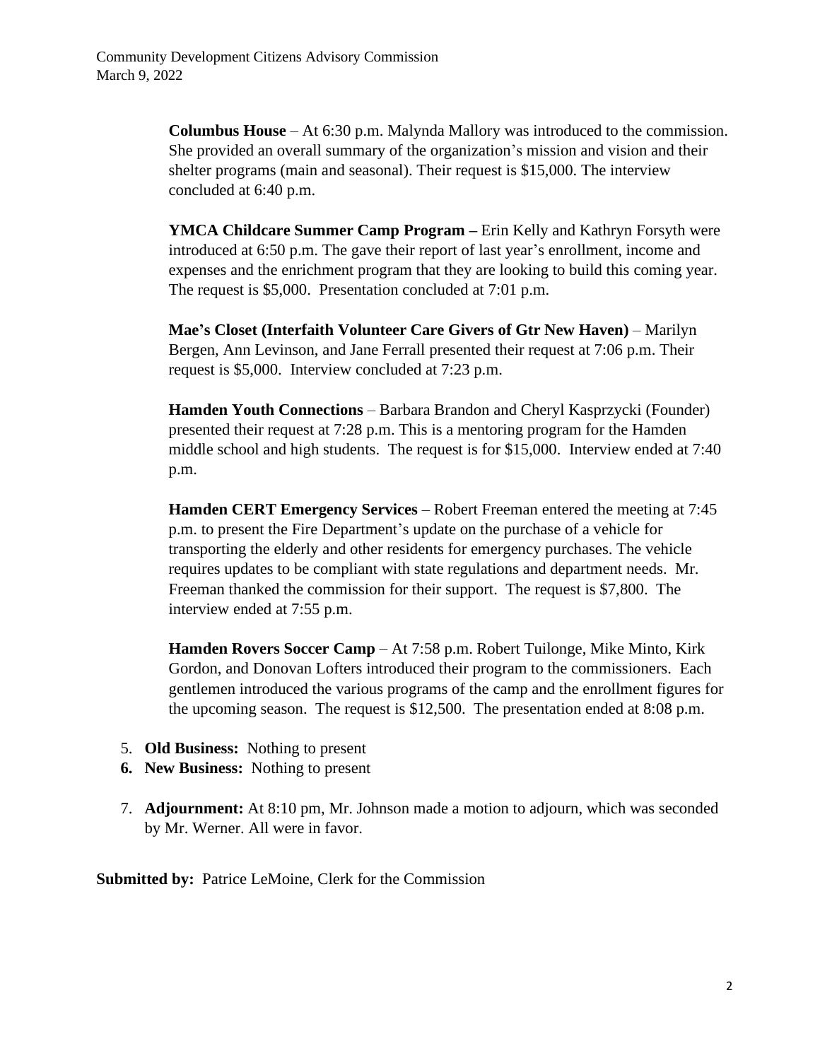**Columbus House** – At 6:30 p.m. Malynda Mallory was introduced to the commission. She provided an overall summary of the organization's mission and vision and their shelter programs (main and seasonal). Their request is $15,000. The interview concluded at 6:40 p.m.

**YMCA Childcare Summer Camp Program –** Erin Kelly and Kathryn Forsyth were introduced at 6:50 p.m. The gave their report of last year's enrollment, income and expenses and the enrichment program that they are looking to build this coming year. The request is $5,000. Presentation concluded at 7:01 p.m.

**Mae's Closet (Interfaith Volunteer Care Givers of Gtr New Haven)** – Marilyn Bergen, Ann Levinson, and Jane Ferrall presented their request at 7:06 p.m. Their request is $5,000. Interview concluded at 7:23 p.m.

**Hamden Youth Connections** – Barbara Brandon and Cheryl Kasprzycki (Founder) presented their request at 7:28 p.m. This is a mentoring program for the Hamden middle school and high students. The request is for $15,000. Interview ended at 7:40 p.m.

**Hamden CERT Emergency Services** – Robert Freeman entered the meeting at 7:45 p.m. to present the Fire Department's update on the purchase of a vehicle for transporting the elderly and other residents for emergency purchases. The vehicle requires updates to be compliant with state regulations and department needs. Mr. Freeman thanked the commission for their support. The request is $7,800. The interview ended at 7:55 p.m.

**Hamden Rovers Soccer Camp** – At 7:58 p.m. Robert Tuilonge, Mike Minto, Kirk Gordon, and Donovan Lofters introduced their program to the commissioners. Each gentlemen introduced the various programs of the camp and the enrollment figures for the upcoming season. The request is $12,500. The presentation ended at 8:08 p.m.

5. **Old Business:** Nothing to present
6. **New Business:** Nothing to present

7. **Adjournment:** At 8:10 pm, Mr. Johnson made a motion to adjourn, which was seconded by Mr. Werner. All were in favor.

**Submitted by:** Patrice LeMoine, Clerk for the Commission